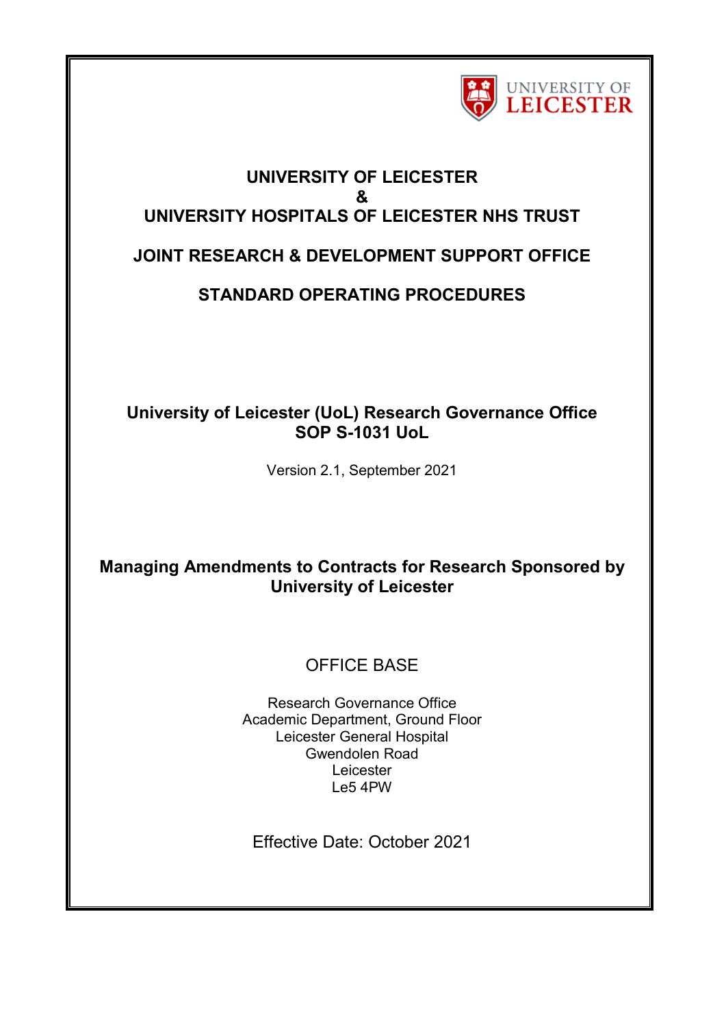UNIVERSITY OF LEICESTER

# UNIVERSITY OF LEICESTER
# &
# UNIVERSITY HOSPITALS OF LEICESTER NHS TRUST

## JOINT RESEARCH & DEVELOPMENT SUPPORT OFFICE

## STANDARD OPERATING PROCEDURES

**University of Leicester (UoL) Research Governance Office**
**SOP S-1031 UoL**

Version 2.1, September 2021

**Managing Amendments to Contracts for Research Sponsored by University of Leicester**

OFFICE BASE

Research Governance Office
Academic Department, Ground Floor
Leicester General Hospital
Gwendolen Road
Leicester
Le5 4PW

Effective Date: October 2021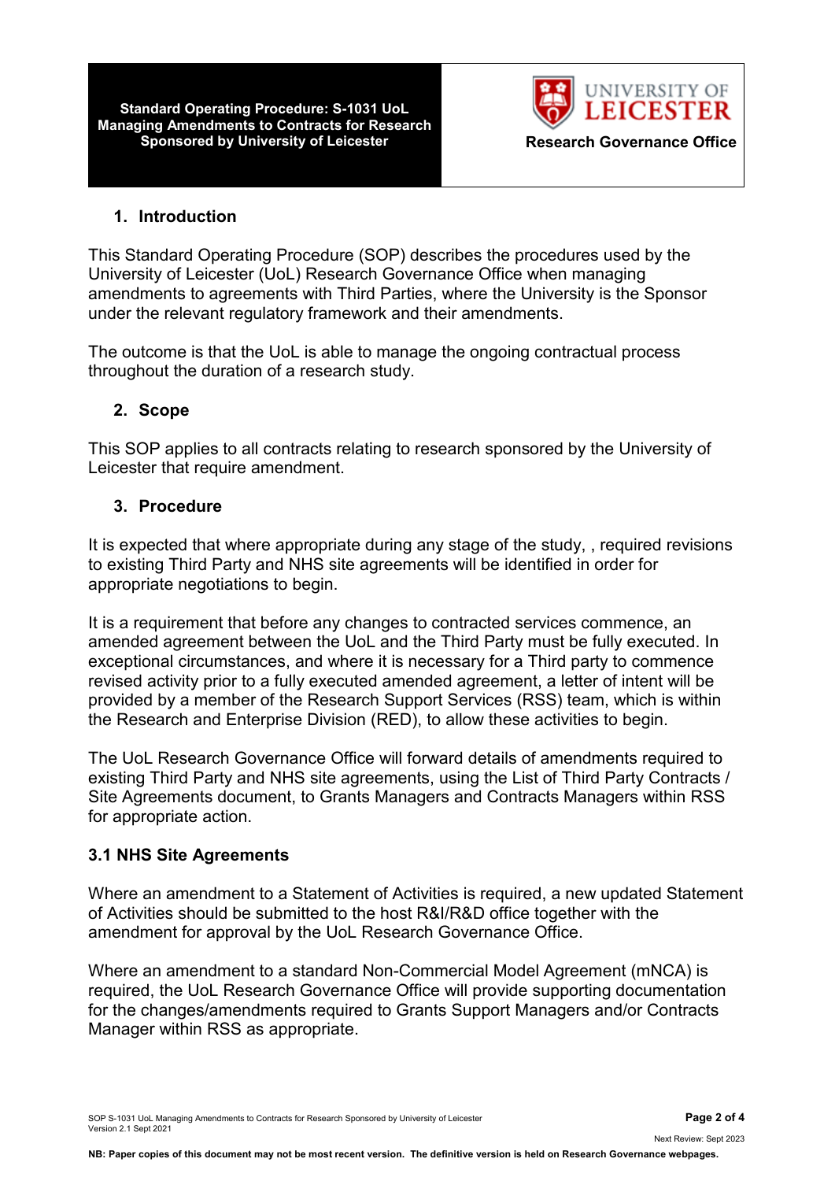## 1. Introduction

This Standard Operating Procedure (SOP) describes the procedures used by the University of Leicester (UoL) Research Governance Office when managing amendments to agreements with Third Parties, where the University is the Sponsor under the relevant regulatory framework and their amendments.

The outcome is that the UoL is able to manage the ongoing contractual process throughout the duration of a research study.

## 2. Scope

This SOP applies to all contracts relating to research sponsored by the University of Leicester that require amendment.

## 3. Procedure

It is expected that where appropriate during any stage of the study, , required revisions to existing Third Party and NHS site agreements will be identified in order for appropriate negotiations to begin.

It is a requirement that before any changes to contracted services commence, an amended agreement between the UoL and the Third Party must be fully executed. In exceptional circumstances, and where it is necessary for a Third party to commence revised activity prior to a fully executed amended agreement, a letter of intent will be provided by a member of the Research Support Services (RSS) team, which is within the Research and Enterprise Division (RED), to allow these activities to begin.

The UoL Research Governance Office will forward details of amendments required to existing Third Party and NHS site agreements, using the List of Third Party Contracts / Site Agreements document, to Grants Managers and Contracts Managers within RSS for appropriate action.

### 3.1 NHS Site Agreements

Where an amendment to a Statement of Activities is required, a new updated Statement of Activities should be submitted to the host R&I/R&D office together with the amendment for approval by the UoL Research Governance Office.

Where an amendment to a standard Non-Commercial Model Agreement (mNCA) is required, the UoL Research Governance Office will provide supporting documentation for the changes/amendments required to Grants Support Managers and/or Contracts Manager within RSS as appropriate.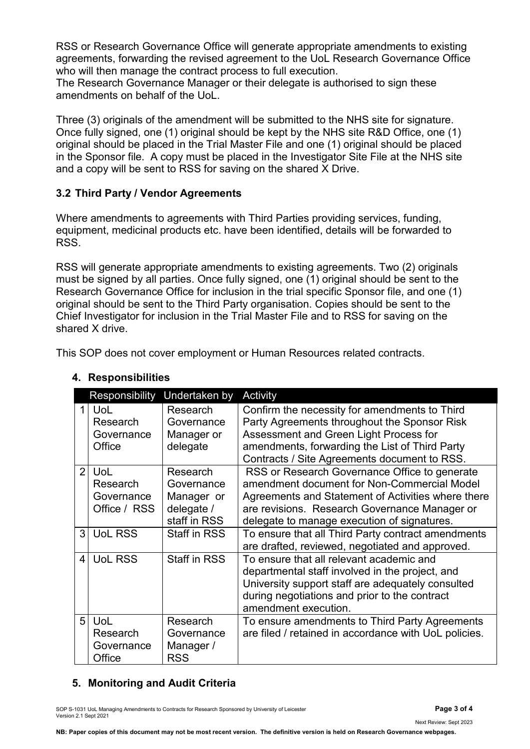RSS or Research Governance Office will generate appropriate amendments to existing agreements, forwarding the revised agreement to the UoL Research Governance Office who will then manage the contract process to full execution.
The Research Governance Manager or their delegate is authorised to sign these amendments on behalf of the UoL.

Three (3) originals of the amendment will be submitted to the NHS site for signature. Once fully signed, one (1) original should be kept by the NHS site R&D Office, one (1) original should be placed in the Trial Master File and one (1) original should be placed in the Sponsor file. A copy must be placed in the Investigator Site File at the NHS site and a copy will be sent to RSS for saving on the shared X Drive.

### 3.2 Third Party / Vendor Agreements

Where amendments to agreements with Third Parties providing services, funding, equipment, medicinal products etc. have been identified, details will be forwarded to RSS.

RSS will generate appropriate amendments to existing agreements. Two (2) originals must be signed by all parties. Once fully signed, one (1) original should be sent to the Research Governance Office for inclusion in the trial specific Sponsor file, and one (1) original should be sent to the Third Party organisation. Copies should be sent to the Chief Investigator for inclusion in the Trial Master File and to RSS for saving on the shared X drive.

This SOP does not cover employment or Human Resources related contracts.

## 4. Responsibilities

| | Responsibility | Undertaken by | Activity |
|---|---|---|---|
| 1 | UoL Research Governance Office | Research Governance Manager or delegate | Confirm the necessity for amendments to Third Party Agreements throughout the Sponsor Risk Assessment and Green Light Process for amendments, forwarding the List of Third Party Contracts / Site Agreements document to RSS. |
| 2 | UoL Research Governance Office / RSS | Research Governance Manager or delegate / staff in RSS | RSS or Research Governance Office to generate amendment document for Non-Commercial Model Agreements and Statement of Activities where there are revisions. Research Governance Manager or delegate to manage execution of signatures. |
| 3 | UoL RSS | Staff in RSS | To ensure that all Third Party contract amendments are drafted, reviewed, negotiated and approved. |
| 4 | UoL RSS | Staff in RSS | To ensure that all relevant academic and departmental staff involved in the project, and University support staff are adequately consulted during negotiations and prior to the contract amendment execution. |
| 5 | UoL Research Governance Office | Research Governance Manager / RSS | To ensure amendments to Third Party Agreements are filed / retained in accordance with UoL policies. |

## 5. Monitoring and Audit Criteria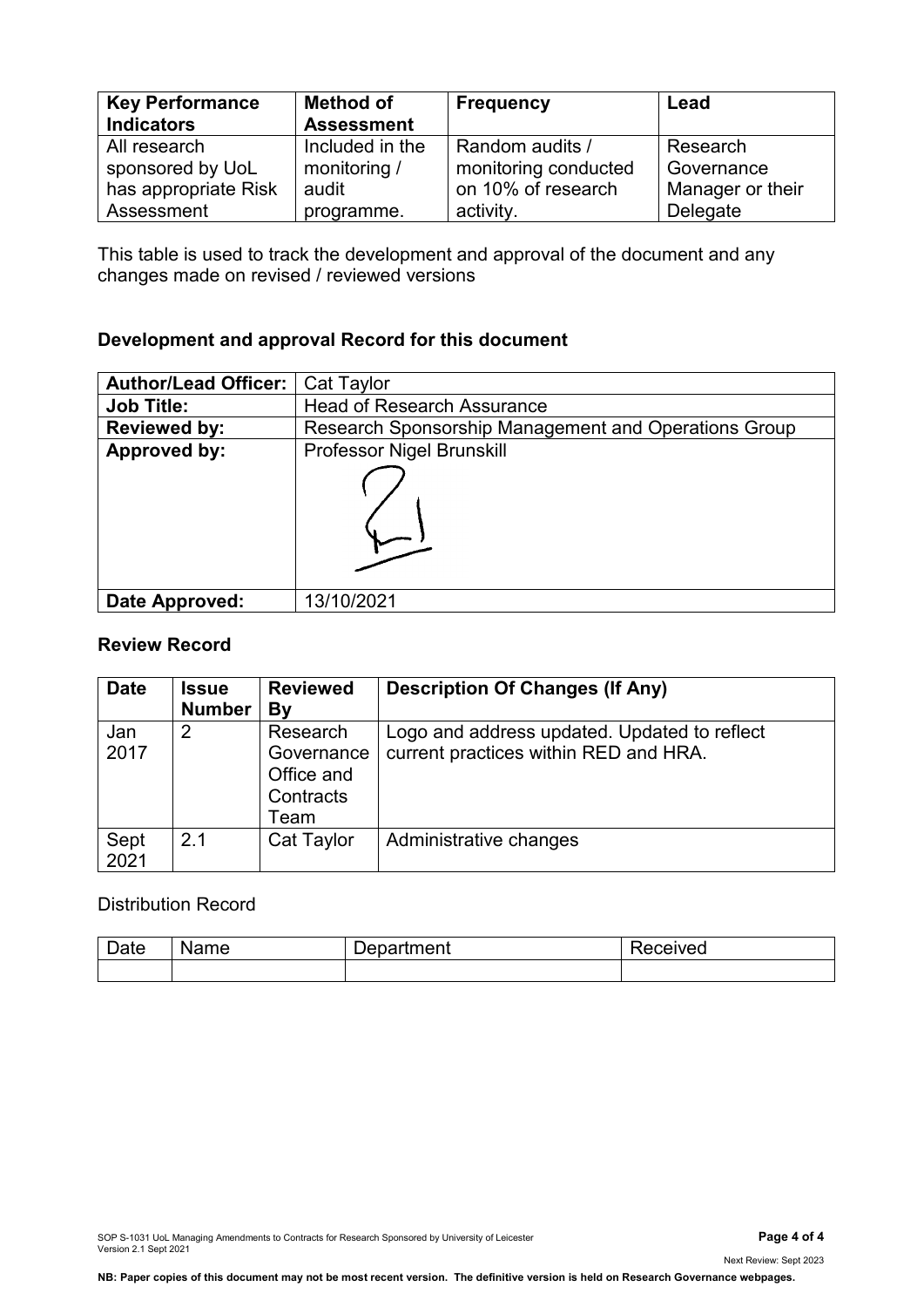| Key Performance Indicators | Method of Assessment | Frequency | Lead |
|---|---|---|---|
| All research sponsored by UoL has appropriate Risk Assessment | Included in the monitoring / audit programme. | Random audits / monitoring conducted on 10% of research activity. | Research Governance Manager or their Delegate |

This table is used to track the development and approval of the document and any changes made on revised / reviewed versions

### Development and approval Record for this document

| | |
|---|---|
| **Author/Lead Officer:** | Cat Taylor |
| **Job Title:** | Head of Research Assurance |
| **Reviewed by:** | Research Sponsorship Management and Operations Group |
| **Approved by:** | Professor Nigel Brunskill |
| **Date Approved:** | 13/10/2021 |

### Review Record

| Date | Issue Number | Reviewed By | Description Of Changes (If Any) |
|---|---|---|---|
| Jan 2017 | 2 | Research Governance Office and Contracts Team | Logo and address updated. Updated to reflect current practices within RED and HRA. |
| Sept 2021 | 2.1 | Cat Taylor | Administrative changes |

Distribution Record

| Date | Name | Department | Received |
|---|---|---|---|
| | | | |

SOP S-1031 UoL Managing Amendments to Contracts for Research Sponsored by University of Leicester
Version 2.1 Sept 2021

Next Review: Sept 2023

**NB: Paper copies of this document may not be most recent version. The definitive version is held on Research Governance webpages.**